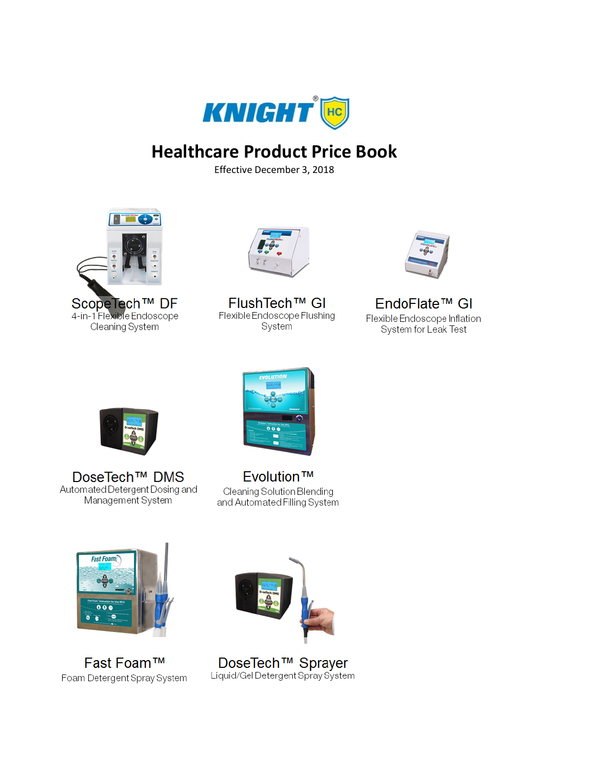KNIGHT HC

# Healthcare Product Price Book

Effective December 3, 2018

**ScopeTech™ DF**
4-in-1 Flexible Endoscope Cleaning System

**FlushTech™ GI**
Flexible Endoscope Flushing System

**EndoFlate™ GI**
Flexible Endoscope Inflation System for Leak Test

**DoseTech™ DMS**
Automated Detergent Dosing and Management System

**Evolution™**
Cleaning Solution Blending and Automated Filling System

**Fast Foam™**
Foam Detergent Spray System

**DoseTech™ Sprayer**
Liquid/Gel Detergent Spray System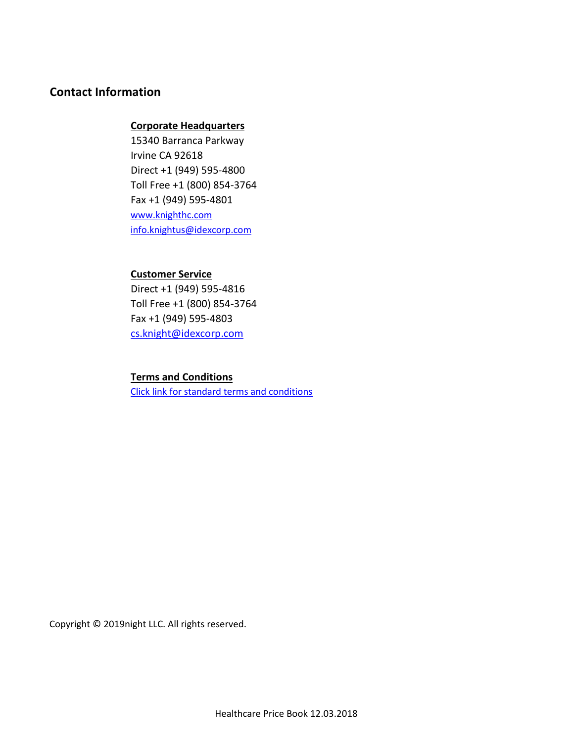## Contact Information

**Corporate Headquarters**
15340 Barranca Parkway
Irvine CA 92618
Direct +1 (949) 595-4800
Toll Free +1 (800) 854-3764
Fax +1 (949) 595-4801
www.knighthc.com
info.knightus@idexcorp.com

**Customer Service**
Direct +1 (949) 595-4816
Toll Free +1 (800) 854-3764
Fax +1 (949) 595-4803
cs.knight@idexcorp.com

**Terms and Conditions**
Click link for standard terms and conditions

Copyright © 2019night LLC. All rights reserved.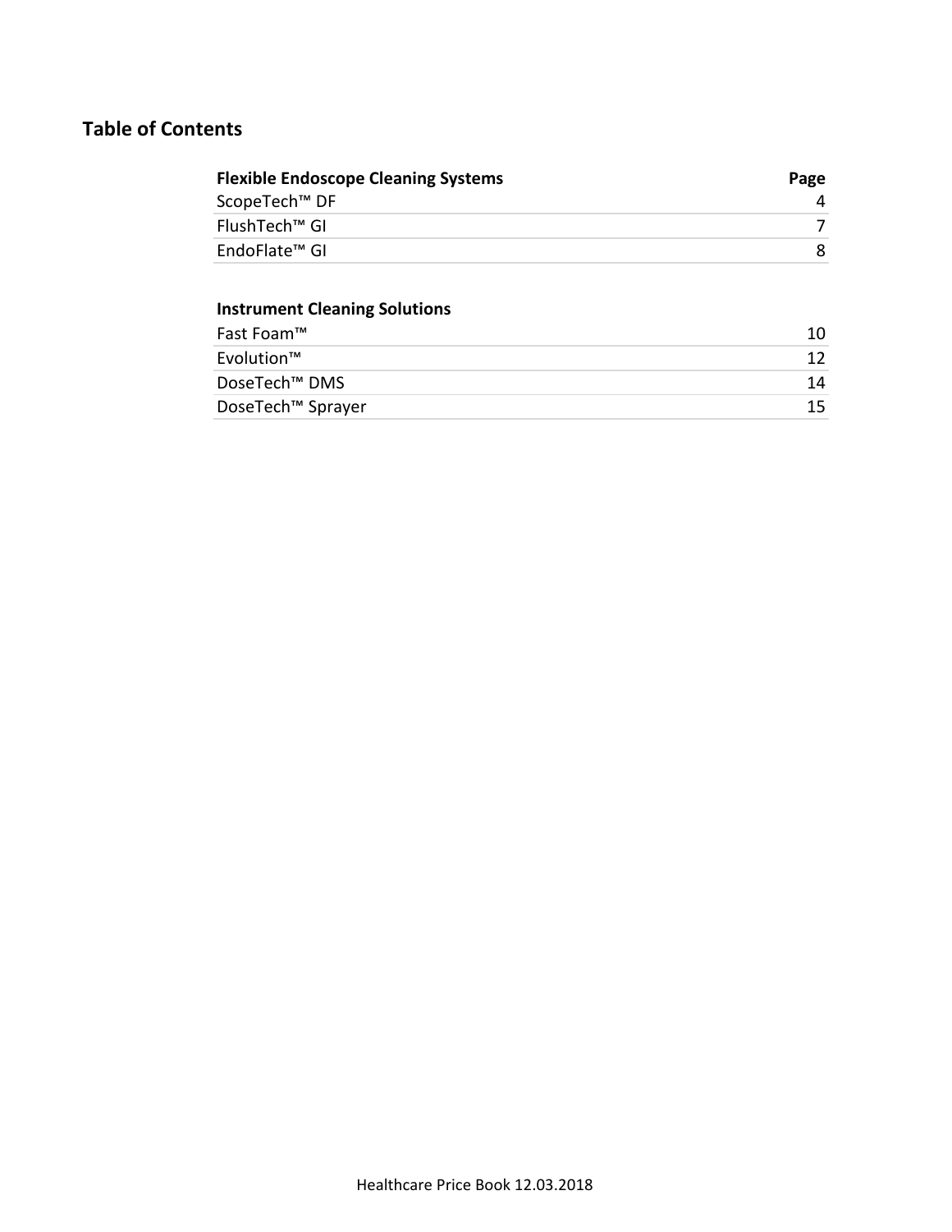## Table of Contents

| Flexible Endoscope Cleaning Systems | Page |
| --- | --- |
| ScopeTech™ DF | 4 |
| FlushTech™ GI | 7 |
| EndoFlate™ GI | 8 |

| Instrument Cleaning Solutions | |
| --- | --- |
| Fast Foam™ | 10 |
| Evolution™ | 12 |
| DoseTech™ DMS | 14 |
| DoseTech™ Sprayer | 15 |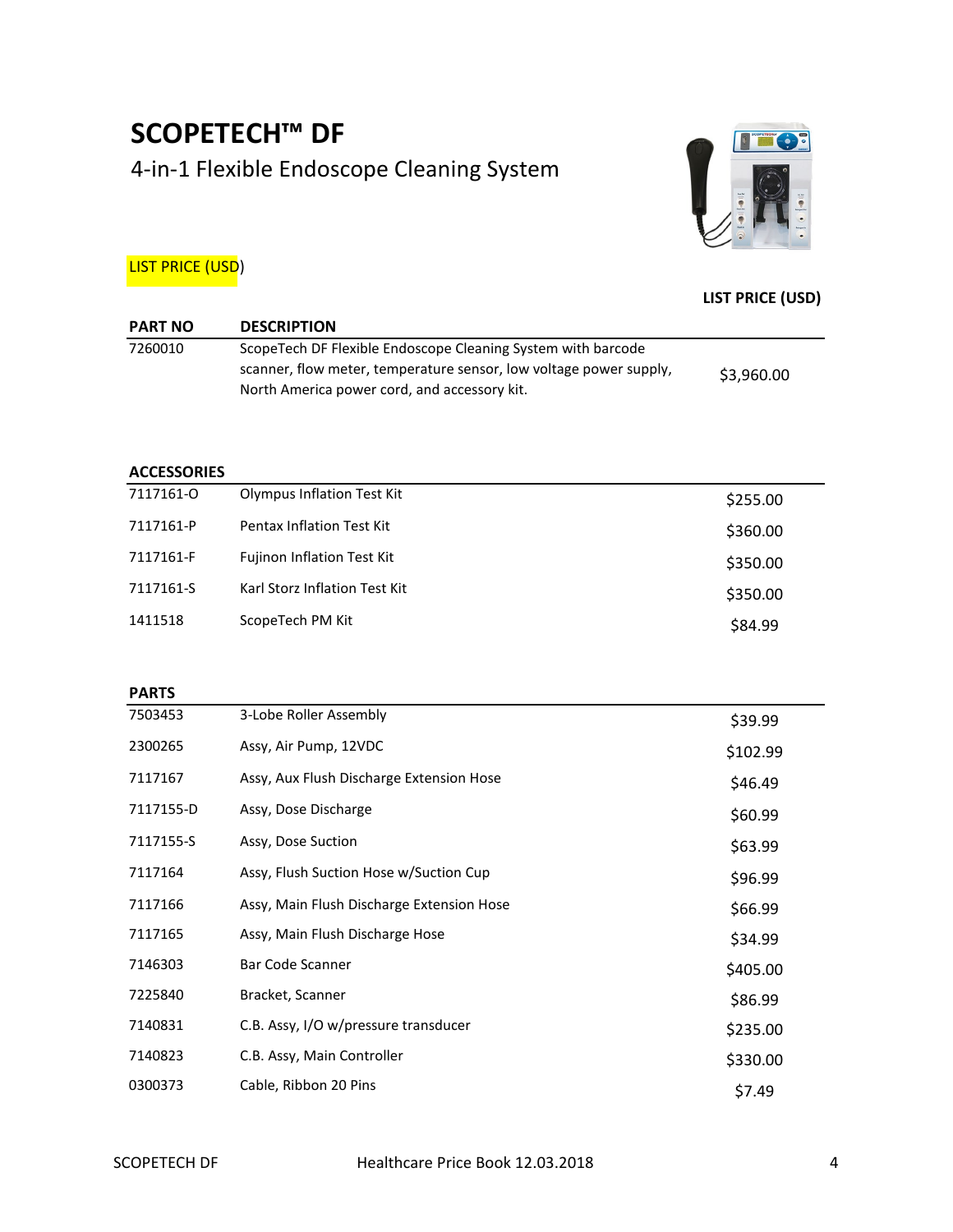# SCOPETECH™ DF

## 4-in-1 Flexible Endoscope Cleaning System

LIST PRICE (USD)

| PART NO | DESCRIPTION | LIST PRICE (USD) |
|---|---|---|
| 7260010 | ScopeTech DF Flexible Endoscope Cleaning System with barcode scanner, flow meter, temperature sensor, low voltage power supply, North America power cord, and accessory kit. | $3,960.00 |

### ACCESSORIES

| | | |
|---|---|---|
| 7117161-O | Olympus Inflation Test Kit | $255.00 |
| 7117161-P | Pentax Inflation Test Kit | $360.00 |
| 7117161-F | Fujinon Inflation Test Kit | $350.00 |
| 7117161-S | Karl Storz Inflation Test Kit | $350.00 |
| 1411518 | ScopeTech PM Kit | $84.99 |

### PARTS

| | | |
|---|---|---|
| 7503453 | 3-Lobe Roller Assembly | $39.99 |
| 2300265 | Assy, Air Pump, 12VDC | $102.99 |
| 7117167 | Assy, Aux Flush Discharge Extension Hose | $46.49 |
| 7117155-D | Assy, Dose Discharge | $60.99 |
| 7117155-S | Assy, Dose Suction | $63.99 |
| 7117164 | Assy, Flush Suction Hose w/Suction Cup | $96.99 |
| 7117166 | Assy, Main Flush Discharge Extension Hose | $66.99 |
| 7117165 | Assy, Main Flush Discharge Hose | $34.99 |
| 7146303 | Bar Code Scanner | $405.00 |
| 7225840 | Bracket, Scanner | $86.99 |
| 7140831 | C.B. Assy, I/O w/pressure transducer | $235.00 |
| 7140823 | C.B. Assy, Main Controller | $330.00 |
| 0300373 | Cable, Ribbon 20 Pins | $7.49 |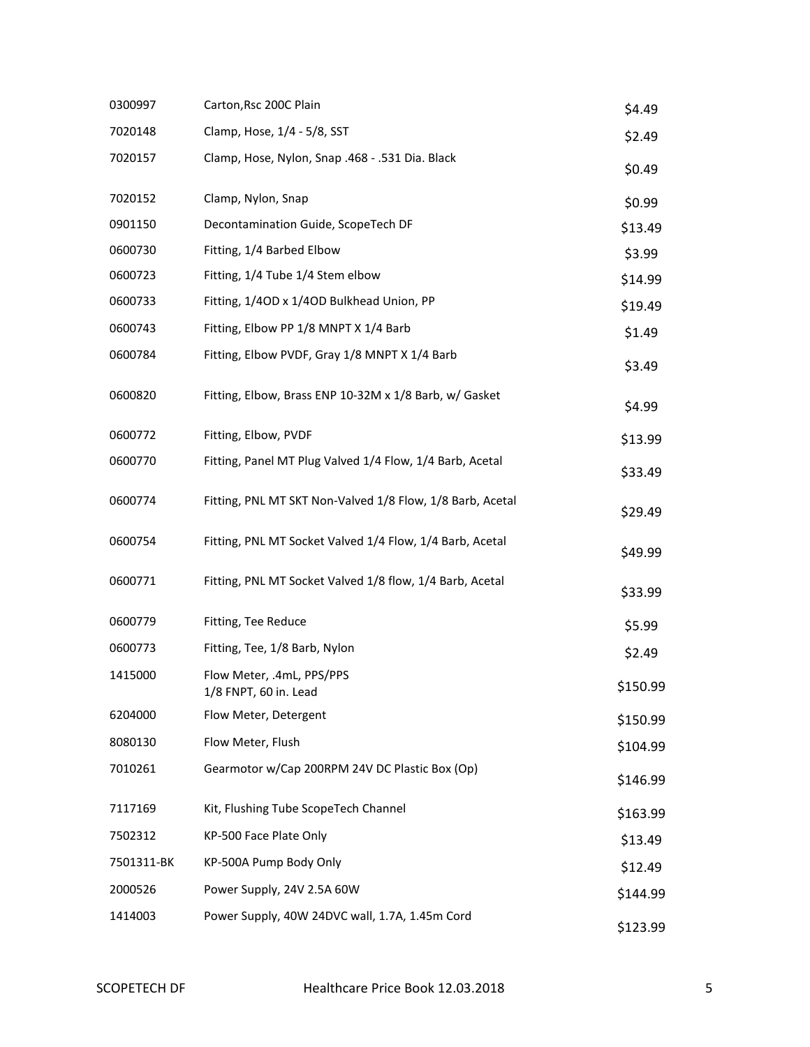| | | |
|---|---|---|
| 0300997 | Carton,Rsc 200C Plain | $4.49 |
| 7020148 | Clamp, Hose, 1/4 - 5/8, SST | $2.49 |
| 7020157 | Clamp, Hose, Nylon, Snap .468 - .531 Dia. Black | $0.49 |
| 7020152 | Clamp, Nylon, Snap | $0.99 |
| 0901150 | Decontamination Guide, ScopeTech DF | $13.49 |
| 0600730 | Fitting, 1/4 Barbed Elbow | $3.99 |
| 0600723 | Fitting, 1/4 Tube 1/4 Stem elbow | $14.99 |
| 0600733 | Fitting, 1/4OD x 1/4OD Bulkhead Union, PP | $19.49 |
| 0600743 | Fitting, Elbow PP 1/8 MNPT X 1/4 Barb | $1.49 |
| 0600784 | Fitting, Elbow PVDF, Gray 1/8 MNPT X 1/4 Barb | $3.49 |
| 0600820 | Fitting, Elbow, Brass ENP 10-32M x 1/8 Barb, w/ Gasket | $4.99 |
| 0600772 | Fitting, Elbow, PVDF | $13.99 |
| 0600770 | Fitting, Panel MT Plug Valved 1/4 Flow, 1/4 Barb, Acetal | $33.49 |
| 0600774 | Fitting, PNL MT SKT Non-Valved 1/8 Flow, 1/8 Barb, Acetal | $29.49 |
| 0600754 | Fitting, PNL MT Socket Valved 1/4 Flow, 1/4 Barb, Acetal | $49.99 |
| 0600771 | Fitting, PNL MT Socket Valved 1/8 flow, 1/4 Barb, Acetal | $33.99 |
| 0600779 | Fitting, Tee Reduce | $5.99 |
| 0600773 | Fitting, Tee, 1/8 Barb, Nylon | $2.49 |
| 1415000 | Flow Meter, .4mL, PPS/PPS 1/8 FNPT, 60 in. Lead | $150.99 |
| 6204000 | Flow Meter, Detergent | $150.99 |
| 8080130 | Flow Meter, Flush | $104.99 |
| 7010261 | Gearmotor w/Cap 200RPM 24V DC Plastic Box (Op) | $146.99 |
| 7117169 | Kit, Flushing Tube ScopeTech Channel | $163.99 |
| 7502312 | KP-500 Face Plate Only | $13.49 |
| 7501311-BK | KP-500A Pump Body Only | $12.49 |
| 2000526 | Power Supply, 24V 2.5A 60W | $144.99 |
| 1414003 | Power Supply, 40W 24DVC wall, 1.7A, 1.45m Cord | $123.99 |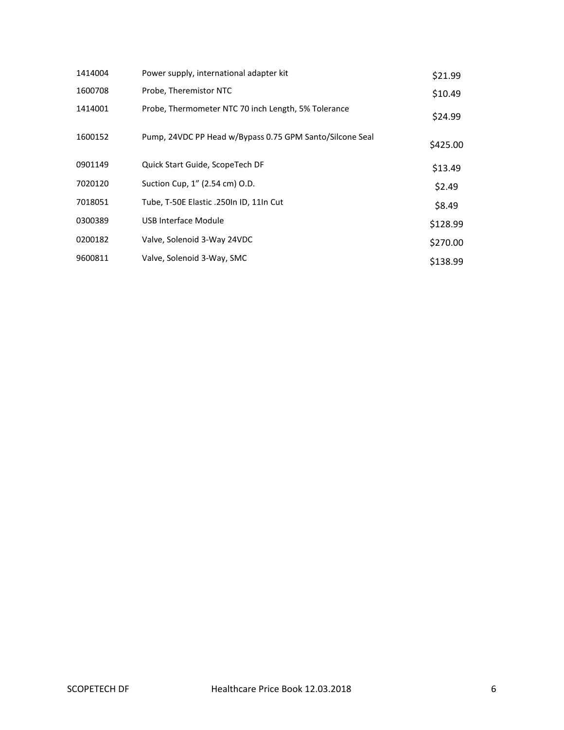| | | |
|---|---|---|
| 1414004 | Power supply, international adapter kit | $21.99 |
| 1600708 | Probe, Theremistor NTC | $10.49 |
| 1414001 | Probe, Thermometer NTC 70 inch Length, 5% Tolerance | $24.99 |
| 1600152 | Pump, 24VDC PP Head w/Bypass 0.75 GPM Santo/Silcone Seal | $425.00 |
| 0901149 | Quick Start Guide, ScopeTech DF | $13.49 |
| 7020120 | Suction Cup, 1" (2.54 cm) O.D. | $2.49 |
| 7018051 | Tube, T-50E Elastic .250In ID, 11In Cut | $8.49 |
| 0300389 | USB Interface Module | $128.99 |
| 0200182 | Valve, Solenoid 3-Way 24VDC | $270.00 |
| 9600811 | Valve, Solenoid 3-Way, SMC | $138.99 |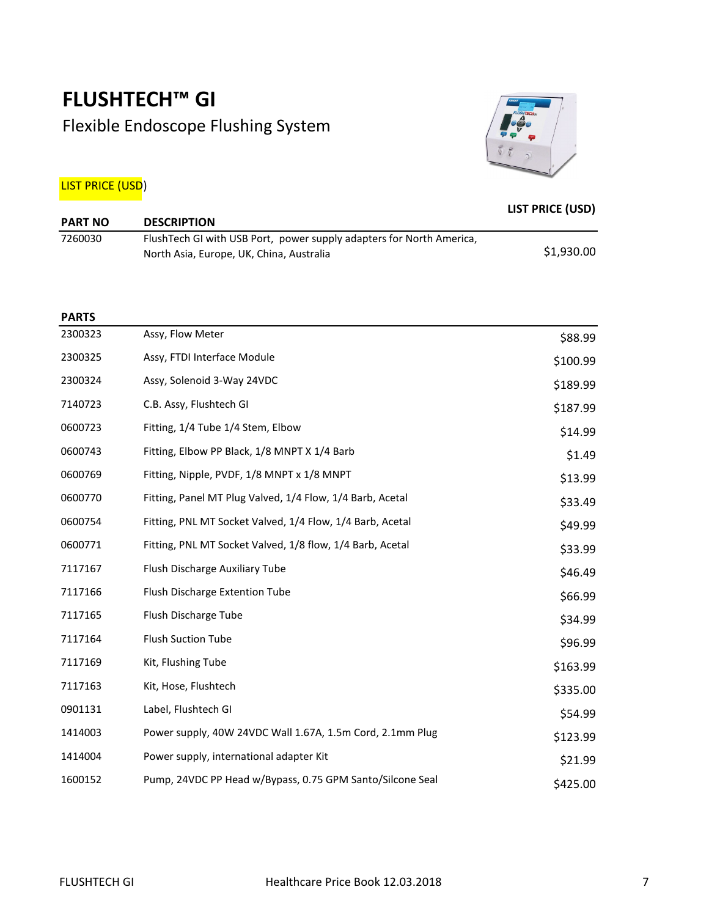# FLUSHTECH™ GI

Flexible Endoscope Flushing System

LIST PRICE (USD)

| PART NO | DESCRIPTION | LIST PRICE (USD) |
|---|---|---|
| 7260030 | FlushTech GI with USB Port, power supply adapters for North America, North Asia, Europe, UK, China, Australia | $1,930.00 |

| PARTS | | |
|---|---|---|
| 2300323 | Assy, Flow Meter | $88.99 |
| 2300325 | Assy, FTDI Interface Module | $100.99 |
| 2300324 | Assy, Solenoid 3-Way 24VDC | $189.99 |
| 7140723 | C.B. Assy, Flushtech GI | $187.99 |
| 0600723 | Fitting, 1/4 Tube 1/4 Stem, Elbow | $14.99 |
| 0600743 | Fitting, Elbow PP Black, 1/8 MNPT X 1/4 Barb | $1.49 |
| 0600769 | Fitting, Nipple, PVDF, 1/8 MNPT x 1/8 MNPT | $13.99 |
| 0600770 | Fitting, Panel MT Plug Valved, 1/4 Flow, 1/4 Barb, Acetal | $33.49 |
| 0600754 | Fitting, PNL MT Socket Valved, 1/4 Flow, 1/4 Barb, Acetal | $49.99 |
| 0600771 | Fitting, PNL MT Socket Valved, 1/8 flow, 1/4 Barb, Acetal | $33.99 |
| 7117167 | Flush Discharge Auxiliary Tube | $46.49 |
| 7117166 | Flush Discharge Extention Tube | $66.99 |
| 7117165 | Flush Discharge Tube | $34.99 |
| 7117164 | Flush Suction Tube | $96.99 |
| 7117169 | Kit, Flushing Tube | $163.99 |
| 7117163 | Kit, Hose, Flushtech | $335.00 |
| 0901131 | Label, Flushtech GI | $54.99 |
| 1414003 | Power supply, 40W 24VDC Wall 1.67A, 1.5m Cord, 2.1mm Plug | $123.99 |
| 1414004 | Power supply, international adapter Kit | $21.99 |
| 1600152 | Pump, 24VDC PP Head w/Bypass, 0.75 GPM Santo/Silcone Seal | $425.00 |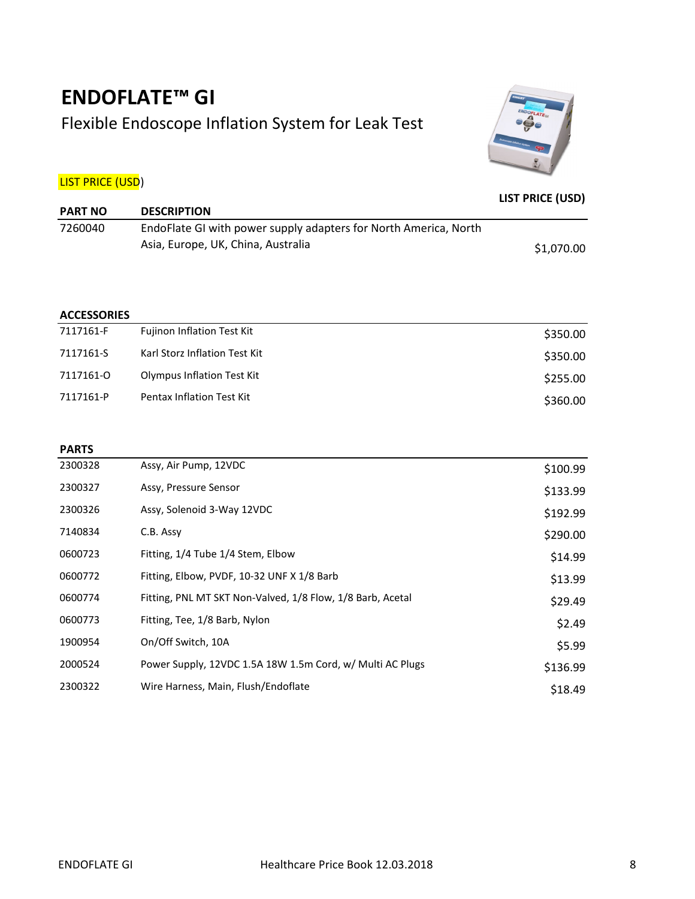# ENDOFLATE™ GI

Flexible Endoscope Inflation System for Leak Test

LIST PRICE (USD)

| PART NO | DESCRIPTION | LIST PRICE (USD) |
|---|---|---|
| 7260040 | EndoFlate GI with power supply adapters for North America, North Asia, Europe, UK, China, Australia | $1,070.00 |

**ACCESSORIES**

| | | |
|---|---|---|
| 7117161-F | Fujinon Inflation Test Kit | $350.00 |
| 7117161-S | Karl Storz Inflation Test Kit | $350.00 |
| 7117161-O | Olympus Inflation Test Kit | $255.00 |
| 7117161-P | Pentax Inflation Test Kit | $360.00 |

**PARTS**

| | | |
|---|---|---|
| 2300328 | Assy, Air Pump, 12VDC | $100.99 |
| 2300327 | Assy, Pressure Sensor | $133.99 |
| 2300326 | Assy, Solenoid 3-Way 12VDC | $192.99 |
| 7140834 | C.B. Assy | $290.00 |
| 0600723 | Fitting, 1/4 Tube 1/4 Stem, Elbow | $14.99 |
| 0600772 | Fitting, Elbow, PVDF, 10-32 UNF X 1/8 Barb | $13.99 |
| 0600774 | Fitting, PNL MT SKT Non-Valved, 1/8 Flow, 1/8 Barb, Acetal | $29.49 |
| 0600773 | Fitting, Tee, 1/8 Barb, Nylon | $2.49 |
| 1900954 | On/Off Switch, 10A | $5.99 |
| 2000524 | Power Supply, 12VDC 1.5A 18W 1.5m Cord, w/ Multi AC Plugs | $136.99 |
| 2300322 | Wire Harness, Main, Flush/Endoflate | $18.49 |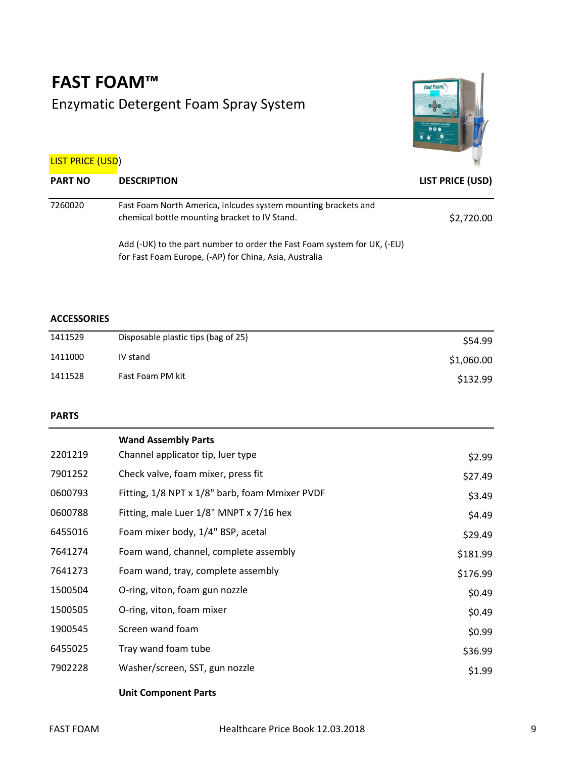# FAST FOAM™

## Enzymatic Detergent Foam Spray System

LIST PRICE (USD)

| PART NO | DESCRIPTION | LIST PRICE (USD) |
|---|---|---|
| 7260020 | Fast Foam North America, inlcudes system mounting brackets and chemical bottle mounting bracket to IV Stand. | $2,720.00 |
| | Add (-UK) to the part number to order the Fast Foam system for UK, (-EU) for Fast Foam Europe, (-AP) for China, Asia, Australia | |

**ACCESSORIES**

| | | |
|---|---|---|
| 1411529 | Disposable plastic tips (bag of 25) | $54.99 |
| 1411000 | IV stand | $1,060.00 |
| 1411528 | Fast Foam PM kit | $132.99 |

**PARTS**

| | | |
|---|---|---|
| | **Wand Assembly Parts** | |
| 2201219 | Channel applicator tip, luer type | $2.99 |
| 7901252 | Check valve, foam mixer, press fit | $27.49 |
| 0600793 | Fitting, 1/8 NPT x 1/8" barb, foam Mmixer PVDF | $3.49 |
| 0600788 | Fitting, male Luer 1/8" MNPT x 7/16 hex | $4.49 |
| 6455016 | Foam mixer body, 1/4" BSP, acetal | $29.49 |
| 7641274 | Foam wand, channel, complete assembly | $181.99 |
| 7641273 | Foam wand, tray, complete assembly | $176.99 |
| 1500504 | O-ring, viton, foam gun nozzle | $0.49 |
| 1500505 | O-ring, viton, foam mixer | $0.49 |
| 1900545 | Screen wand foam | $0.99 |
| 6455025 | Tray wand foam tube | $36.99 |
| 7902228 | Washer/screen, SST, gun nozzle | $1.99 |
| | **Unit Component Parts** | |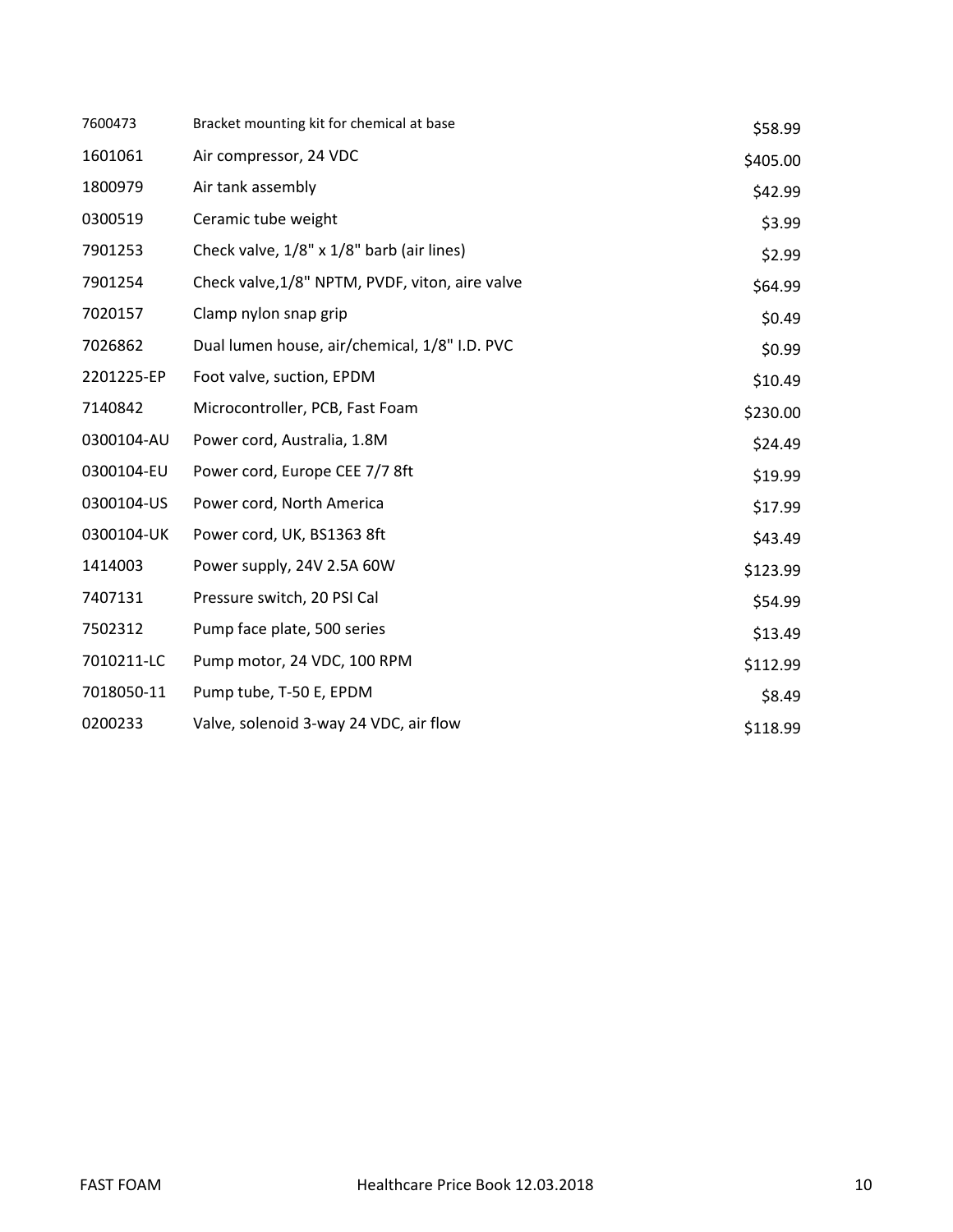| | | |
|---|---|---|
| 7600473 | Bracket mounting kit for chemical at base | $58.99 |
| 1601061 | Air compressor, 24 VDC | $405.00 |
| 1800979 | Air tank assembly | $42.99 |
| 0300519 | Ceramic tube weight | $3.99 |
| 7901253 | Check valve, 1/8" x 1/8" barb (air lines) | $2.99 |
| 7901254 | Check valve,1/8" NPTM, PVDF, viton, aire valve | $64.99 |
| 7020157 | Clamp nylon snap grip | $0.49 |
| 7026862 | Dual lumen house, air/chemical, 1/8" I.D. PVC | $0.99 |
| 2201225-EP | Foot valve, suction, EPDM | $10.49 |
| 7140842 | Microcontroller, PCB, Fast Foam | $230.00 |
| 0300104-AU | Power cord, Australia, 1.8M | $24.49 |
| 0300104-EU | Power cord, Europe CEE 7/7 8ft | $19.99 |
| 0300104-US | Power cord, North America | $17.99 |
| 0300104-UK | Power cord, UK, BS1363 8ft | $43.49 |
| 1414003 | Power supply, 24V 2.5A 60W | $123.99 |
| 7407131 | Pressure switch, 20 PSI Cal | $54.99 |
| 7502312 | Pump face plate, 500 series | $13.49 |
| 7010211-LC | Pump motor, 24 VDC, 100 RPM | $112.99 |
| 7018050-11 | Pump tube, T-50 E, EPDM | $8.49 |
| 0200233 | Valve, solenoid 3-way 24 VDC, air flow | $118.99 |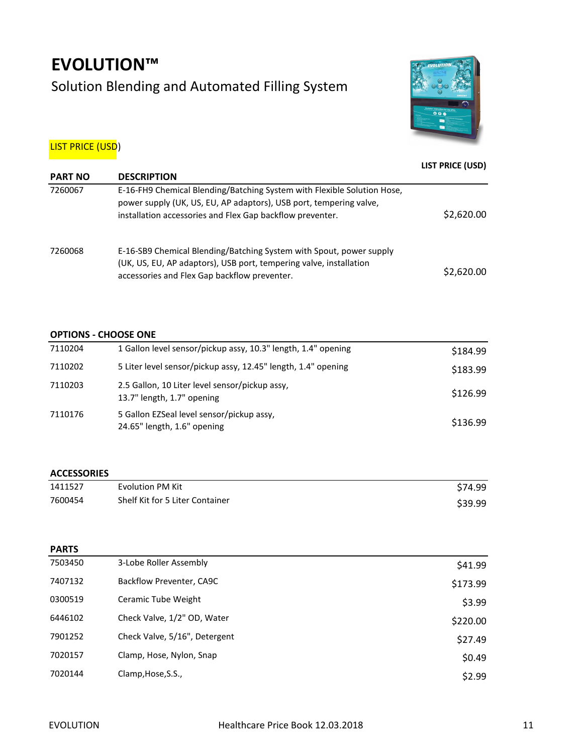# EVOLUTION™

## Solution Blending and Automated Filling System

LIST PRICE (USD)

| PART NO | DESCRIPTION | LIST PRICE (USD) |
|---|---|---|
| 7260067 | E-16-FH9 Chemical Blending/Batching System with Flexible Solution Hose, power supply (UK, US, EU, AP adaptors), USB port, tempering valve, installation accessories and Flex Gap backflow preventer. | $2,620.00 |
| 7260068 | E-16-SB9 Chemical Blending/Batching System with Spout, power supply (UK, US, EU, AP adaptors), USB port, tempering valve, installation accessories and Flex Gap backflow preventer. | $2,620.00 |

**OPTIONS - CHOOSE ONE**

| | | |
|---|---|---|
| 7110204 | 1 Gallon level sensor/pickup assy, 10.3" length, 1.4" opening | $184.99 |
| 7110202 | 5 Liter level sensor/pickup assy, 12.45" length, 1.4" opening | $183.99 |
| 7110203 | 2.5 Gallon, 10 Liter level sensor/pickup assy, 13.7" length, 1.7" opening | $126.99 |
| 7110176 | 5 Gallon EZSeal level sensor/pickup assy, 24.65" length, 1.6" opening | $136.99 |

**ACCESSORIES**

| | | |
|---|---|---|
| 1411527 | Evolution PM Kit | $74.99 |
| 7600454 | Shelf Kit for 5 Liter Container | $39.99 |

**PARTS**

| | | |
|---|---|---|
| 7503450 | 3-Lobe Roller Assembly | $41.99 |
| 7407132 | Backflow Preventer, CA9C | $173.99 |
| 0300519 | Ceramic Tube Weight | $3.99 |
| 6446102 | Check Valve, 1/2" OD, Water | $220.00 |
| 7901252 | Check Valve, 5/16", Detergent | $27.49 |
| 7020157 | Clamp, Hose, Nylon, Snap | $0.49 |
| 7020144 | Clamp,Hose,S.S., | $2.99 |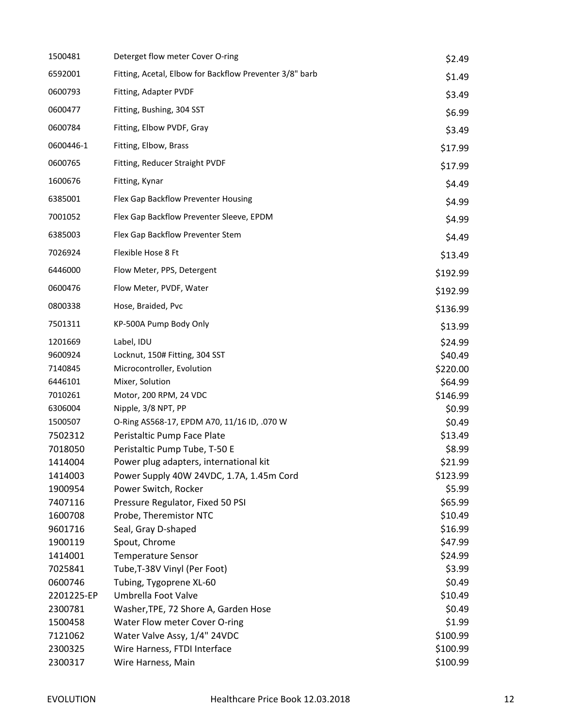| | | |
|---|---|---|
| 1500481 | Deterget flow meter Cover O-ring | $2.49 |
| 6592001 | Fitting, Acetal, Elbow for Backflow Preventer 3/8" barb | $1.49 |
| 0600793 | Fitting, Adapter PVDF | $3.49 |
| 0600477 | Fitting, Bushing, 304 SST | $6.99 |
| 0600784 | Fitting, Elbow PVDF, Gray | $3.49 |
| 0600446-1 | Fitting, Elbow, Brass | $17.99 |
| 0600765 | Fitting, Reducer Straight PVDF | $17.99 |
| 1600676 | Fitting, Kynar | $4.49 |
| 6385001 | Flex Gap Backflow Preventer Housing | $4.99 |
| 7001052 | Flex Gap Backflow Preventer Sleeve, EPDM | $4.99 |
| 6385003 | Flex Gap Backflow Preventer Stem | $4.49 |
| 7026924 | Flexible Hose 8 Ft | $13.49 |
| 6446000 | Flow Meter, PPS, Detergent | $192.99 |
| 0600476 | Flow Meter, PVDF, Water | $192.99 |
| 0800338 | Hose, Braided, Pvc | $136.99 |
| 7501311 | KP-500A Pump Body Only | $13.99 |
| 1201669 | Label, IDU | $24.99 |
| 9600924 | Locknut, 150# Fitting, 304 SST | $40.49 |
| 7140845 | Microcontroller, Evolution | $220.00 |
| 6446101 | Mixer, Solution | $64.99 |
| 7010261 | Motor, 200 RPM, 24 VDC | $146.99 |
| 6306004 | Nipple, 3/8 NPT, PP | $0.99 |
| 1500507 | O-Ring AS568-17, EPDM A70, 11/16 ID, .070 W | $0.49 |
| 7502312 | Peristaltic Pump Face Plate | $13.49 |
| 7018050 | Peristaltic Pump Tube, T-50 E | $8.99 |
| 1414004 | Power plug adapters, international kit | $21.99 |
| 1414003 | Power Supply 40W 24VDC, 1.7A, 1.45m Cord | $123.99 |
| 1900954 | Power Switch, Rocker | $5.99 |
| 7407116 | Pressure Regulator, Fixed 50 PSI | $65.99 |
| 1600708 | Probe, Theremistor NTC | $10.49 |
| 9601716 | Seal, Gray D-shaped | $16.99 |
| 1900119 | Spout, Chrome | $47.99 |
| 1414001 | Temperature Sensor | $24.99 |
| 7025841 | Tube,T-38V Vinyl (Per Foot) | $3.99 |
| 0600746 | Tubing, Tygoprene XL-60 | $0.49 |
| 2201225-EP | Umbrella Foot Valve | $10.49 |
| 2300781 | Washer,TPE, 72 Shore A, Garden Hose | $0.49 |
| 1500458 | Water Flow meter Cover O-ring | $1.99 |
| 7121062 | Water Valve Assy, 1/4" 24VDC | $100.99 |
| 2300325 | Wire Harness, FTDI Interface | $100.99 |
| 2300317 | Wire Harness, Main | $100.99 |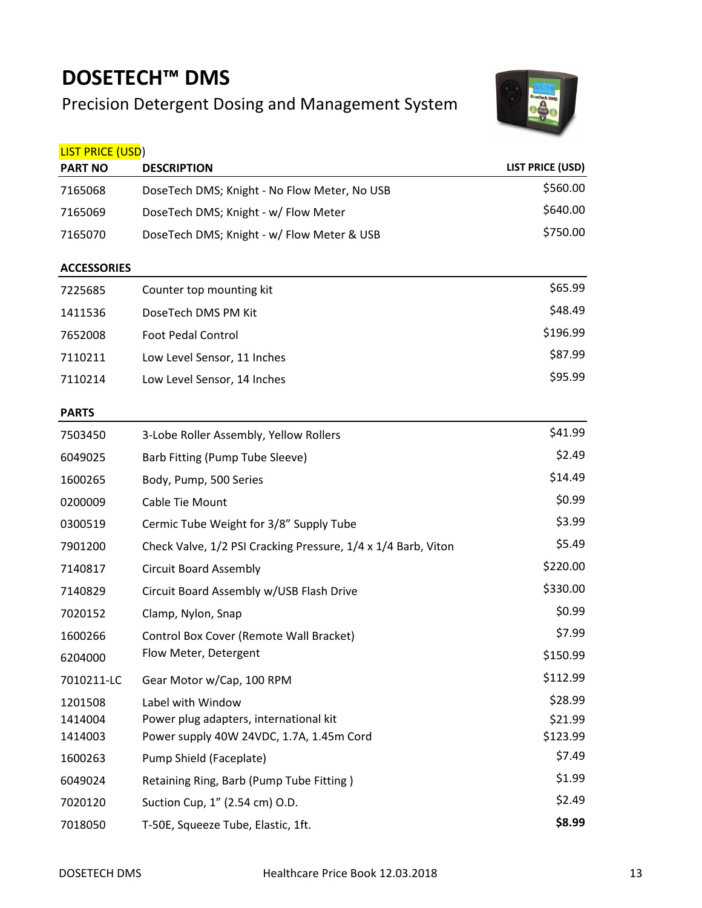# DOSETECH™ DMS

Precision Detergent Dosing and Management System

LIST PRICE (USD)

| PART NO | DESCRIPTION | LIST PRICE (USD) |
|---|---|---|
| 7165068 | DoseTech DMS; Knight - No Flow Meter, No USB | $560.00 |
| 7165069 | DoseTech DMS; Knight - w/ Flow Meter | $640.00 |
| 7165070 | DoseTech DMS; Knight - w/ Flow Meter & USB | $750.00 |

**ACCESSORIES**

| PART NO | DESCRIPTION | LIST PRICE (USD) |
|---|---|---|
| 7225685 | Counter top mounting kit | $65.99 |
| 1411536 | DoseTech DMS PM Kit | $48.49 |
| 7652008 | Foot Pedal Control | $196.99 |
| 7110211 | Low Level Sensor, 11 Inches | $87.99 |
| 7110214 | Low Level Sensor, 14 Inches | $95.99 |

**PARTS**

| PART NO | DESCRIPTION | LIST PRICE (USD) |
|---|---|---|
| 7503450 | 3-Lobe Roller Assembly, Yellow Rollers | $41.99 |
| 6049025 | Barb Fitting (Pump Tube Sleeve) | $2.49 |
| 1600265 | Body, Pump, 500 Series | $14.49 |
| 0200009 | Cable Tie Mount | $0.99 |
| 0300519 | Cermic Tube Weight for 3/8" Supply Tube | $3.99 |
| 7901200 | Check Valve, 1/2 PSI Cracking Pressure, 1/4 x 1/4 Barb, Viton | $5.49 |
| 7140817 | Circuit Board Assembly | $220.00 |
| 7140829 | Circuit Board Assembly w/USB Flash Drive | $330.00 |
| 7020152 | Clamp, Nylon, Snap | $0.99 |
| 1600266 | Control Box Cover (Remote Wall Bracket) | $7.99 |
| 6204000 | Flow Meter, Detergent | $150.99 |
| 7010211-LC | Gear Motor w/Cap, 100 RPM | $112.99 |
| 1201508 | Label with Window | $28.99 |
| 1414004 | Power plug adapters, international kit | $21.99 |
| 1414003 | Power supply 40W 24VDC, 1.7A, 1.45m Cord | $123.99 |
| 1600263 | Pump Shield (Faceplate) | $7.49 |
| 6049024 | Retaining Ring, Barb (Pump Tube Fitting ) | $1.99 |
| 7020120 | Suction Cup, 1" (2.54 cm) O.D. | $2.49 |
| 7018050 | T-50E, Squeeze Tube, Elastic, 1ft. | **$8.99** |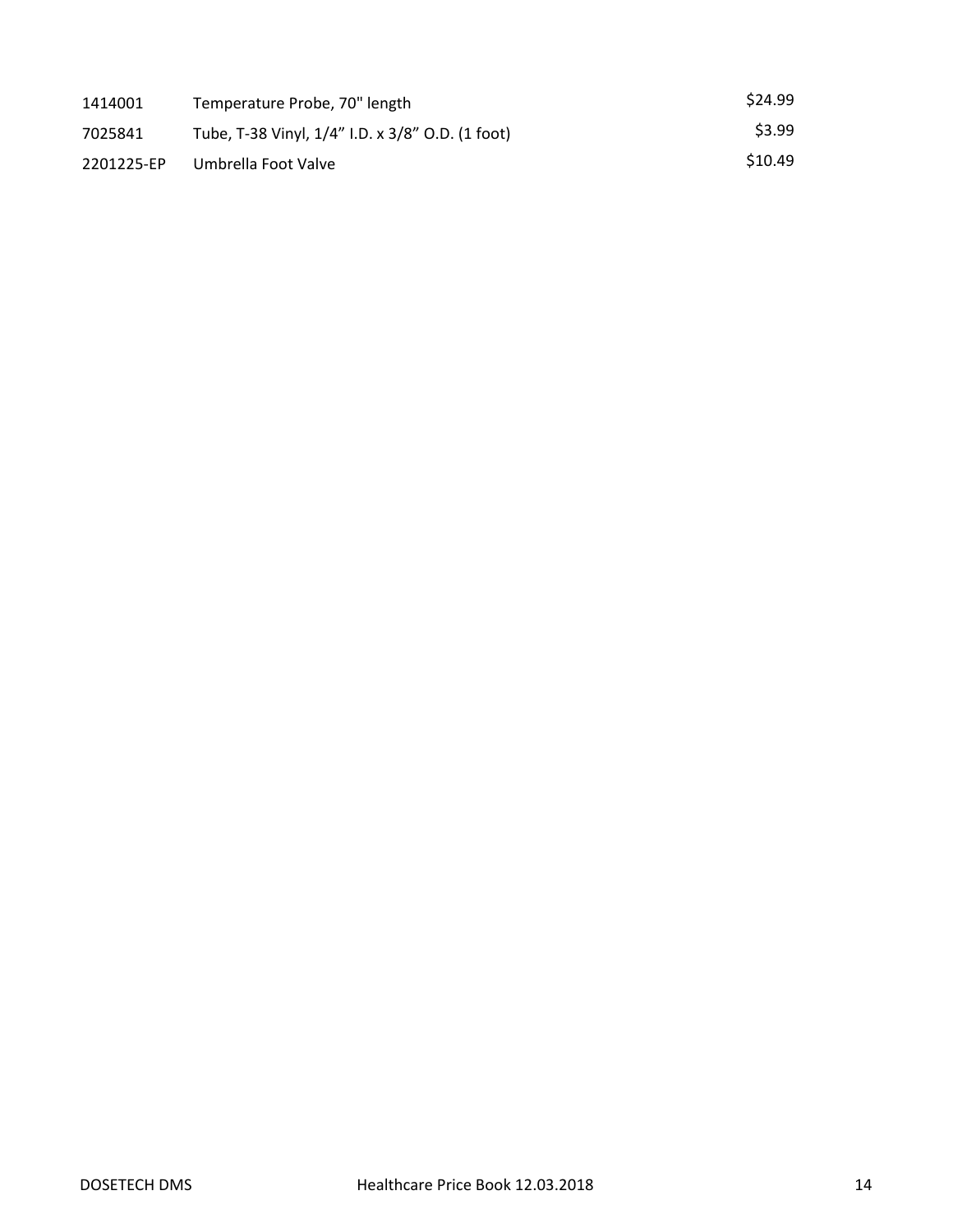| | | |
|---|---|---|
| 1414001 | Temperature Probe, 70" length | $24.99 |
| 7025841 | Tube, T-38 Vinyl, 1/4” I.D. x 3/8” O.D. (1 foot) | $3.99 |
| 2201225-EP | Umbrella Foot Valve | $10.49 |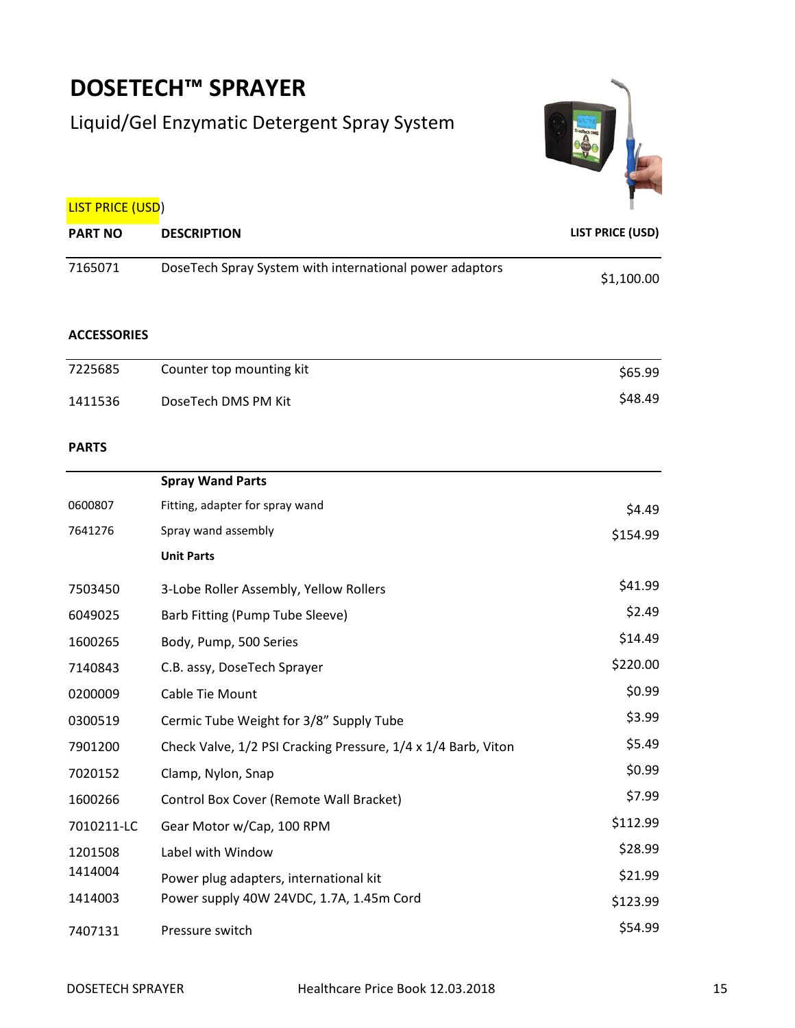# DOSETECH™ SPRAYER

Liquid/Gel Enzymatic Detergent Spray System

LIST PRICE (USD)

| PART NO | DESCRIPTION | LIST PRICE (USD) |
|---|---|---|
| 7165071 | DoseTech Spray System with international power adaptors | $1,100.00 |

**ACCESSORIES**

| | | |
|---|---|---|
| 7225685 | Counter top mounting kit | $65.99 |
| 1411536 | DoseTech DMS PM Kit | $48.49 |

**PARTS**

| | | |
|---|---|---|
| | **Spray Wand Parts** | |
| 0600807 | Fitting, adapter for spray wand | $4.49 |
| 7641276 | Spray wand assembly | $154.99 |
| | **Unit Parts** | |
| 7503450 | 3-Lobe Roller Assembly, Yellow Rollers | $41.99 |
| 6049025 | Barb Fitting (Pump Tube Sleeve) | $2.49 |
| 1600265 | Body, Pump, 500 Series | $14.49 |
| 7140843 | C.B. assy, DoseTech Sprayer | $220.00 |
| 0200009 | Cable Tie Mount | $0.99 |
| 0300519 | Cermic Tube Weight for 3/8" Supply Tube | $3.99 |
| 7901200 | Check Valve, 1/2 PSI Cracking Pressure, 1/4 x 1/4 Barb, Viton | $5.49 |
| 7020152 | Clamp, Nylon, Snap | $0.99 |
| 1600266 | Control Box Cover (Remote Wall Bracket) | $7.99 |
| 7010211-LC | Gear Motor w/Cap, 100 RPM | $112.99 |
| 1201508 | Label with Window | $28.99 |
| 1414004 | Power plug adapters, international kit | $21.99 |
| 1414003 | Power supply 40W 24VDC, 1.7A, 1.45m Cord | $123.99 |
| 7407131 | Pressure switch | $54.99 |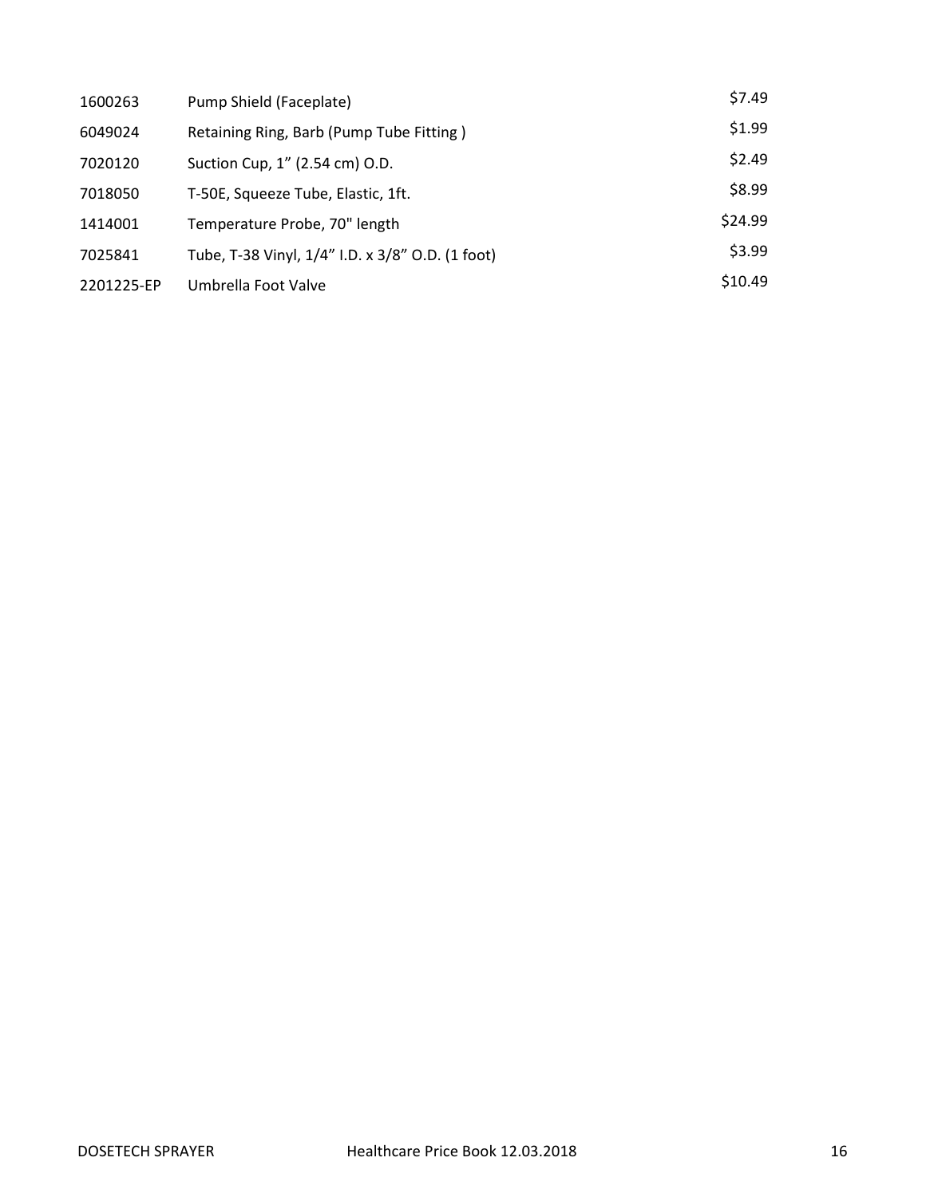| | | |
|---|---|---|
| 1600263 | Pump Shield (Faceplate) | $7.49 |
| 6049024 | Retaining Ring, Barb (Pump Tube Fitting ) | $1.99 |
| 7020120 | Suction Cup, 1” (2.54 cm) O.D. | $2.49 |
| 7018050 | T-50E, Squeeze Tube, Elastic, 1ft. | $8.99 |
| 1414001 | Temperature Probe, 70" length | $24.99 |
| 7025841 | Tube, T-38 Vinyl, 1/4” I.D. x 3/8” O.D. (1 foot) | $3.99 |
| 2201225-EP | Umbrella Foot Valve | $10.49 |